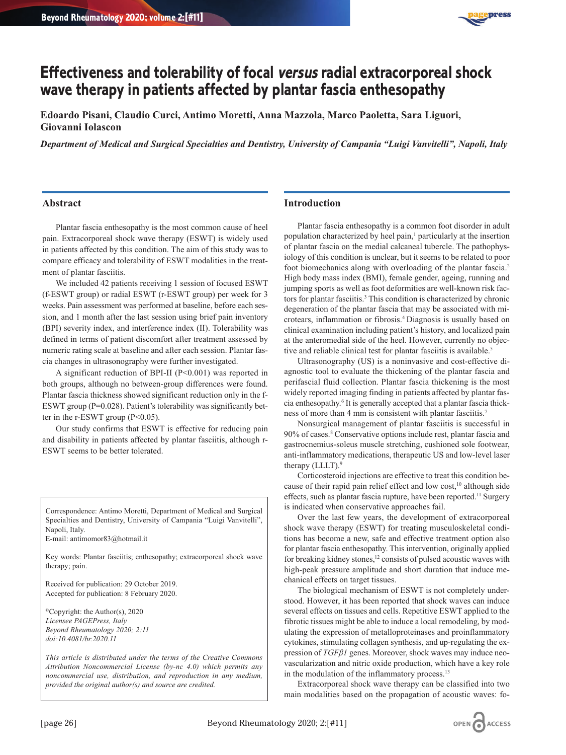# Effectiveness and tolerability of focal *versus* radial extracorporeal shock wave therapy in patients affected by plantar fascia enthesopathy

**Edoardo Pisani, Claudio Curci, Antimo Moretti, Anna Mazzola, Marco Paoletta, Sara Liguori, Giovanni Iolascon**

***Department of Medical and Surgical Specialties and Dentistry, University of Campania "Luigi Vanvitelli", Napoli, Italy***

## Abstract

Plantar fascia enthesopathy is the most common cause of heel pain. Extracorporeal shock wave therapy (ESWT) is widely used in patients affected by this condition. The aim of this study was to compare efficacy and tolerability of ESWT modalities in the treatment of plantar fasciitis.

We included 42 patients receiving 1 session of focused ESWT (f-ESWT group) or radial ESWT (r-ESWT group) per week for 3 weeks. Pain assessment was performed at baseline, before each session, and 1 month after the last session using brief pain inventory (BPI) severity index, and interference index (II). Tolerability was defined in terms of patient discomfort after treatment assessed by numeric rating scale at baseline and after each session. Plantar fascia changes in ultrasonography were further investigated.

A significant reduction of BPI-II ($P<0.001$) was reported in both groups, although no between-group differences were found. Plantar fascia thickness showed significant reduction only in the f-ESWT group ($P=0.028$). Patient's tolerability was significantly better in the r-ESWT group ($P<0.05$).

Our study confirms that ESWT is effective for reducing pain and disability in patients affected by plantar fasciitis, although r-ESWT seems to be better tolerated.

Correspondence: Antimo Moretti, Department of Medical and Surgical Specialties and Dentistry, University of Campania "Luigi Vanvitelli", Napoli, Italy.
E-mail: antimomor83@hotmail.it

Key words: Plantar fasciitis; enthesopathy; extracorporeal shock wave therapy; pain.

Received for publication: 29 October 2019.
Accepted for publication: 8 February 2020.

©Copyright: the Author(s), 2020
*Licensee PAGEPress, Italy*
*Beyond Rheumatology 2020; 2:11*
*doi:10.4081/br.2020.11*

*This article is distributed under the terms of the Creative Commons Attribution Noncommercial License (by-nc 4.0) which permits any noncommercial use, distribution, and reproduction in any medium, provided the original author(s) and source are credited.*

## Introduction

Plantar fascia enthesopathy is a common foot disorder in adult population characterized by heel pain,[1] particularly at the insertion of plantar fascia on the medial calcaneal tubercle. The pathophysiology of this condition is unclear, but it seems to be related to poor foot biomechanics along with overloading of the plantar fascia.[2] High body mass index (BMI), female gender, ageing, running and jumping sports as well as foot deformities are well-known risk factors for plantar fasciitis.[3] This condition is characterized by chronic degeneration of the plantar fascia that may be associated with microtears, inflammation or fibrosis.[4] Diagnosis is usually based on clinical examination including patient's history, and localized pain at the anteromedial side of the heel. However, currently no objective and reliable clinical test for plantar fasciitis is available.[5]

Ultrasonography (US) is a noninvasive and cost-effective diagnostic tool to evaluate the thickening of the plantar fascia and perifascial fluid collection. Plantar fascia thickening is the most widely reported imaging finding in patients affected by plantar fascia enthesopathy.[6] It is generally accepted that a plantar fascia thickness of more than 4 mm is consistent with plantar fasciitis.[7]

Nonsurgical management of plantar fasciitis is successful in 90% of cases.[8] Conservative options include rest, plantar fascia and gastrocnemius-soleus muscle stretching, cushioned sole footwear, anti-inflammatory medications, therapeutic US and low-level laser therapy (LLLT).[9]

Corticosteroid injections are effective to treat this condition because of their rapid pain relief effect and low cost,[10] although side effects, such as plantar fascia rupture, have been reported.[11] Surgery is indicated when conservative approaches fail.

Over the last few years, the development of extracorporeal shock wave therapy (ESWT) for treating musculoskeletal conditions has become a new, safe and effective treatment option also for plantar fascia enthesopathy. This intervention, originally applied for breaking kidney stones,[12] consists of pulsed acoustic waves with high-peak pressure amplitude and short duration that induce mechanical effects on target tissues.

The biological mechanism of ESWT is not completely understood. However, it has been reported that shock waves can induce several effects on tissues and cells. Repetitive ESWT applied to the fibrotic tissues might be able to induce a local remodeling, by modulating the expression of metalloproteinases and proinflammatory cytokines, stimulating collagen synthesis, and up-regulating the expression of *TGFβ1* genes. Moreover, shock waves may induce neovascularization and nitric oxide production, which have a key role in the modulation of the inflammatory process.[13]

Extracorporeal shock wave therapy can be classified into two main modalities based on the propagation of acoustic waves: fo-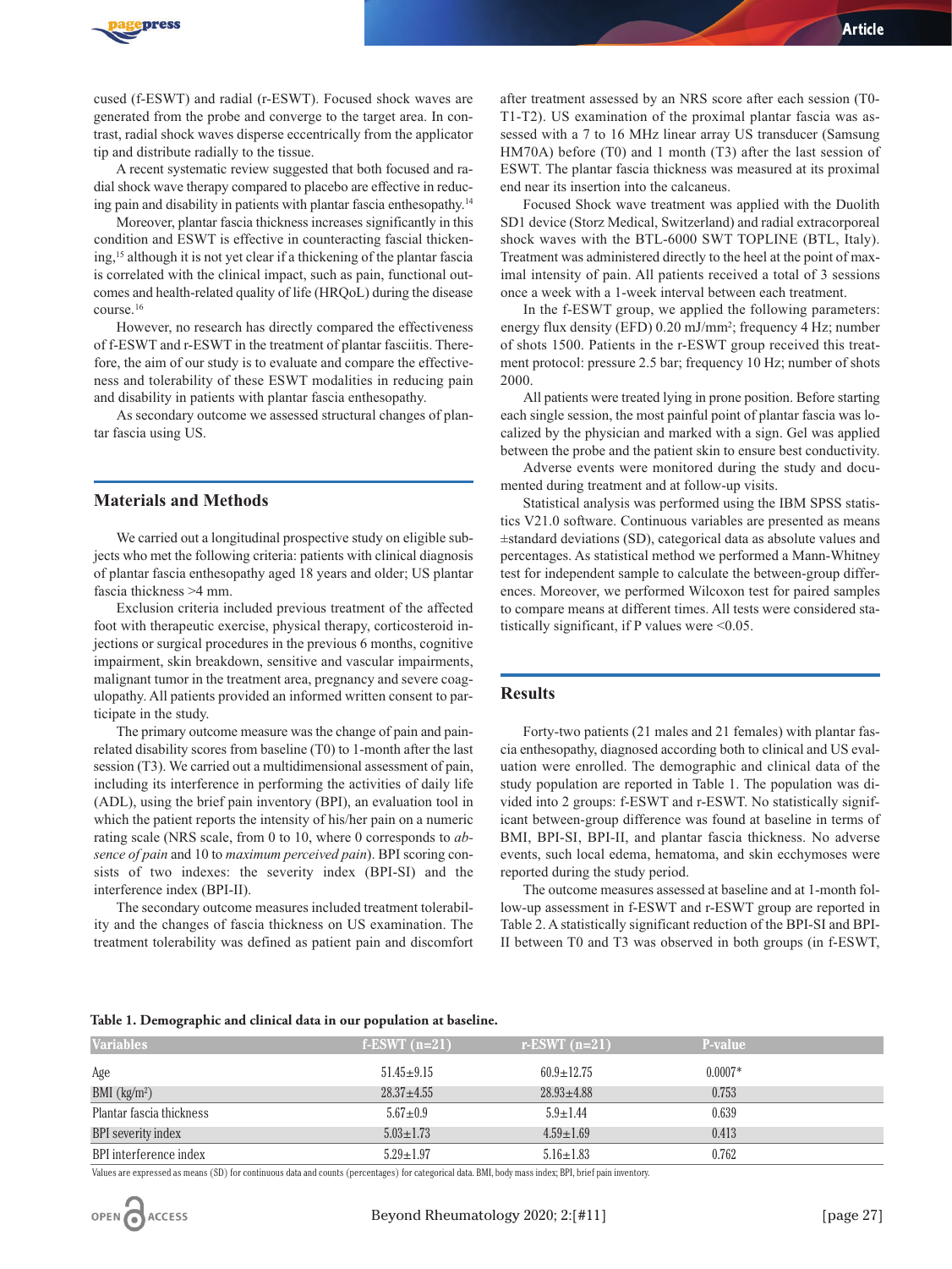cused (f-ESWT) and radial (r-ESWT). Focused shock waves are generated from the probe and converge to the target area. In contrast, radial shock waves disperse eccentrically from the applicator tip and distribute radially to the tissue.

A recent systematic review suggested that both focused and radial shock wave therapy compared to placebo are effective in reducing pain and disability in patients with plantar fascia enthesopathy.[14]

Moreover, plantar fascia thickness increases significantly in this condition and ESWT is effective in counteracting fascial thickening,[15] although it is not yet clear if a thickening of the plantar fascia is correlated with the clinical impact, such as pain, functional outcomes and health-related quality of life (HRQoL) during the disease course.[16]

However, no research has directly compared the effectiveness of f-ESWT and r-ESWT in the treatment of plantar fasciitis. Therefore, the aim of our study is to evaluate and compare the effectiveness and tolerability of these ESWT modalities in reducing pain and disability in patients with plantar fascia enthesopathy.

As secondary outcome we assessed structural changes of plantar fascia using US.

## Materials and Methods

We carried out a longitudinal prospective study on eligible subjects who met the following criteria: patients with clinical diagnosis of plantar fascia enthesopathy aged 18 years and older; US plantar fascia thickness >4 mm.

Exclusion criteria included previous treatment of the affected foot with therapeutic exercise, physical therapy, corticosteroid injections or surgical procedures in the previous 6 months, cognitive impairment, skin breakdown, sensitive and vascular impairments, malignant tumor in the treatment area, pregnancy and severe coagulopathy. All patients provided an informed written consent to participate in the study.

The primary outcome measure was the change of pain and pain-related disability scores from baseline (T0) to 1-month after the last session (T3). We carried out a multidimensional assessment of pain, including its interference in performing the activities of daily life (ADL), using the brief pain inventory (BPI), an evaluation tool in which the patient reports the intensity of his/her pain on a numeric rating scale (NRS scale, from 0 to 10, where 0 corresponds to *absence of pain* and 10 to *maximum perceived pain*). BPI scoring consists of two indexes: the severity index (BPI-SI) and the interference index (BPI-II).

The secondary outcome measures included treatment tolerability and the changes of fascia thickness on US examination. The treatment tolerability was defined as patient pain and discomfort after treatment assessed by an NRS score after each session (T0-T1-T2). US examination of the proximal plantar fascia was assessed with a 7 to 16 MHz linear array US transducer (Samsung HM70A) before (T0) and 1 month (T3) after the last session of ESWT. The plantar fascia thickness was measured at its proximal end near its insertion into the calcaneus.

Focused Shock wave treatment was applied with the Duolith SD1 device (Storz Medical, Switzerland) and radial extracorporeal shock waves with the BTL-6000 SWT TOPLINE (BTL, Italy). Treatment was administered directly to the heel at the point of maximal intensity of pain. All patients received a total of 3 sessions once a week with a 1-week interval between each treatment.

In the f-ESWT group, we applied the following parameters: energy flux density (EFD) 0.20 mJ/mm$^2$; frequency 4 Hz; number of shots 1500. Patients in the r-ESWT group received this treatment protocol: pressure 2.5 bar; frequency 10 Hz; number of shots 2000.

All patients were treated lying in prone position. Before starting each single session, the most painful point of plantar fascia was localized by the physician and marked with a sign. Gel was applied between the probe and the patient skin to ensure best conductivity.

Adverse events were monitored during the study and documented during treatment and at follow-up visits.

Statistical analysis was performed using the IBM SPSS statistics V21.0 software. Continuous variables are presented as means ±standard deviations (SD), categorical data as absolute values and percentages. As statistical method we performed a Mann-Whitney test for independent sample to calculate the between-group differences. Moreover, we performed Wilcoxon test for paired samples to compare means at different times. All tests were considered statistically significant, if P values were <0.05.

## Results

Forty-two patients (21 males and 21 females) with plantar fascia enthesopathy, diagnosed according both to clinical and US evaluation were enrolled. The demographic and clinical data of the study population are reported in Table 1. The population was divided into 2 groups: f-ESWT and r-ESWT. No statistically significant between-group difference was found at baseline in terms of BMI, BPI-SI, BPI-II, and plantar fascia thickness. No adverse events, such local edema, hematoma, and skin ecchymoses were reported during the study period.

The outcome measures assessed at baseline and at 1-month follow-up assessment in f-ESWT and r-ESWT group are reported in Table 2. A statistically significant reduction of the BPI-SI and BPI-II between T0 and T3 was observed in both groups (in f-ESWT,

**Table 1. Demographic and clinical data in our population at baseline.**

| Variables | f-ESWT (n=21) | r-ESWT (n=21) | P-value |
|---|---|---|---|
| Age | 51.45±9.15 | 60.9±12.75 | 0.0007* |
| BMI (kg/m$^2$) | 28.37±4.55 | 28.93±4.88 | 0.753 |
| Plantar fascia thickness | 5.67±0.9 | 5.9±1.44 | 0.639 |
| BPI severity index | 5.03±1.73 | 4.59±1.69 | 0.413 |
| BPI interference index | 5.29±1.97 | 5.16±1.83 | 0.762 |

Values are expressed as means (SD) for continuous data and counts (percentages) for categorical data. BMI, body mass index; BPI, brief pain inventory.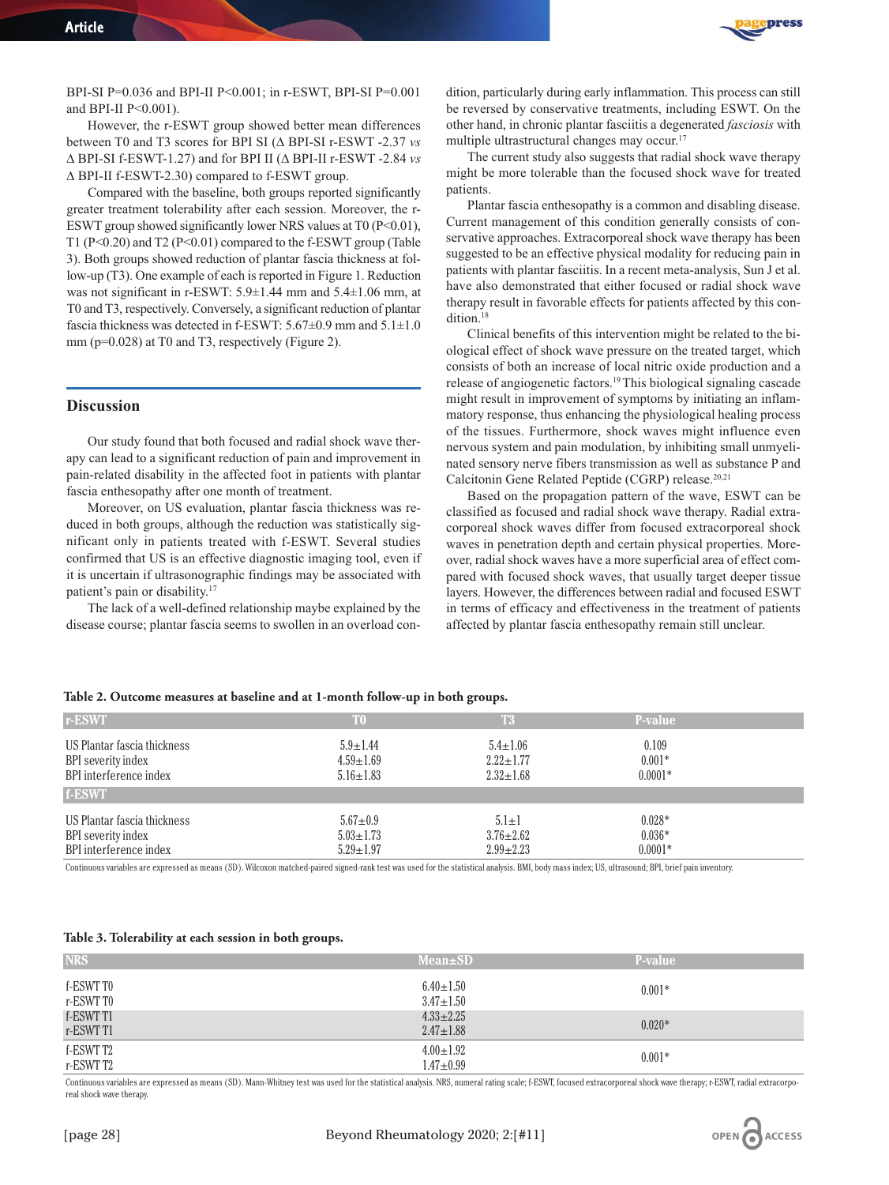BPI-SI P=0.036 and BPI-II P<0.001; in r-ESWT, BPI-SI P=0.001 and BPI-II P<0.001).

However, the r-ESWT group showed better mean differences between T0 and T3 scores for BPI SI (Δ BPI-SI r-ESWT -2.37 *vs* Δ BPI-SI f-ESWT-1.27) and for BPI II (Δ BPI-II r-ESWT -2.84 *vs* Δ BPI-II f-ESWT-2.30) compared to f-ESWT group.

Compared with the baseline, both groups reported significantly greater treatment tolerability after each session. Moreover, the r-ESWT group showed significantly lower NRS values at T0 (P<0.01), T1 (P<0.20) and T2 (P<0.01) compared to the f-ESWT group (Table 3). Both groups showed reduction of plantar fascia thickness at follow-up (T3). One example of each is reported in Figure 1. Reduction was not significant in r-ESWT: 5.9±1.44 mm and 5.4±1.06 mm, at T0 and T3, respectively. Conversely, a significant reduction of plantar fascia thickness was detected in f-ESWT: 5.67±0.9 mm and 5.1±1.0 mm (p=0.028) at T0 and T3, respectively (Figure 2).

## Discussion

Our study found that both focused and radial shock wave therapy can lead to a significant reduction of pain and improvement in pain-related disability in the affected foot in patients with plantar fascia enthesopathy after one month of treatment.

Moreover, on US evaluation, plantar fascia thickness was reduced in both groups, although the reduction was statistically significant only in patients treated with f-ESWT. Several studies confirmed that US is an effective diagnostic imaging tool, even if it is uncertain if ultrasonographic findings may be associated with patient's pain or disability.[17]

The lack of a well-defined relationship maybe explained by the disease course; plantar fascia seems to swollen in an overload condition, particularly during early inflammation. This process can still be reversed by conservative treatments, including ESWT. On the other hand, in chronic plantar fasciitis a degenerated *fasciosis* with multiple ultrastructural changes may occur.[17]

The current study also suggests that radial shock wave therapy might be more tolerable than the focused shock wave for treated patients.

Plantar fascia enthesopathy is a common and disabling disease. Current management of this condition generally consists of conservative approaches. Extracorporeal shock wave therapy has been suggested to be an effective physical modality for reducing pain in patients with plantar fasciitis. In a recent meta-analysis, Sun J et al. have also demonstrated that either focused or radial shock wave therapy result in favorable effects for patients affected by this condition.[18]

Clinical benefits of this intervention might be related to the biological effect of shock wave pressure on the treated target, which consists of both an increase of local nitric oxide production and a release of angiogenetic factors.[19] This biological signaling cascade might result in improvement of symptoms by initiating an inflammatory response, thus enhancing the physiological healing process of the tissues. Furthermore, shock waves might influence even nervous system and pain modulation, by inhibiting small unmyelinated sensory nerve fibers transmission as well as substance P and Calcitonin Gene Related Peptide (CGRP) release.[20,21]

Based on the propagation pattern of the wave, ESWT can be classified as focused and radial shock wave therapy. Radial extracorporeal shock waves differ from focused extracorporeal shock waves in penetration depth and certain physical properties. Moreover, radial shock waves have a more superficial area of effect compared with focused shock waves, that usually target deeper tissue layers. However, the differences between radial and focused ESWT in terms of efficacy and effectiveness in the treatment of patients affected by plantar fascia enthesopathy remain still unclear.

**Table 2. Outcome measures at baseline and at 1-month follow-up in both groups.**

| r-ESWT | T0 | T3 | P-value |
|---|---|---|---|
| US Plantar fascia thickness | 5.9±1.44 | 5.4±1.06 | 0.109 |
| BPI severity index | 4.59±1.69 | 2.22±1.77 | 0.001* |
| BPI interference index | 5.16±1.83 | 2.32±1.68 | 0.0001* |
| **f-ESWT** | | | |
| US Plantar fascia thickness | 5.67±0.9 | 5.1±1 | 0.028* |
| BPI severity index | 5.03±1.73 | 3.76±2.62 | 0.036* |
| BPI interference index | 5.29±1.97 | 2.99±2.23 | 0.0001* |

Continuous variables are expressed as means (SD). Wilcoxon matched-paired signed-rank test was used for the statistical analysis. BMI, body mass index; US, ultrasound; BPI, brief pain inventory.

**Table 3. Tolerability at each session in both groups.**

| NRS | Mean±SD | P-value |
|---|---|---|
| f-ESWT T0 | 6.40±1.50 | 0.001* |
| r-ESWT T0 | 3.47±1.50 | |
| f-ESWT T1 | 4.33±2.25 | 0.020* |
| r-ESWT T1 | 2.47±1.88 | |
| f-ESWT T2 | 4.00±1.92 | 0.001* |
| r-ESWT T2 | 1.47±0.99 | |

Continuous variables are expressed as means (SD). Mann-Whitney test was used for the statistical analysis. NRS, numeral rating scale; f-ESWT, focused extracorporeal shock wave therapy; r-ESWT, radial extracorporeal shock wave therapy.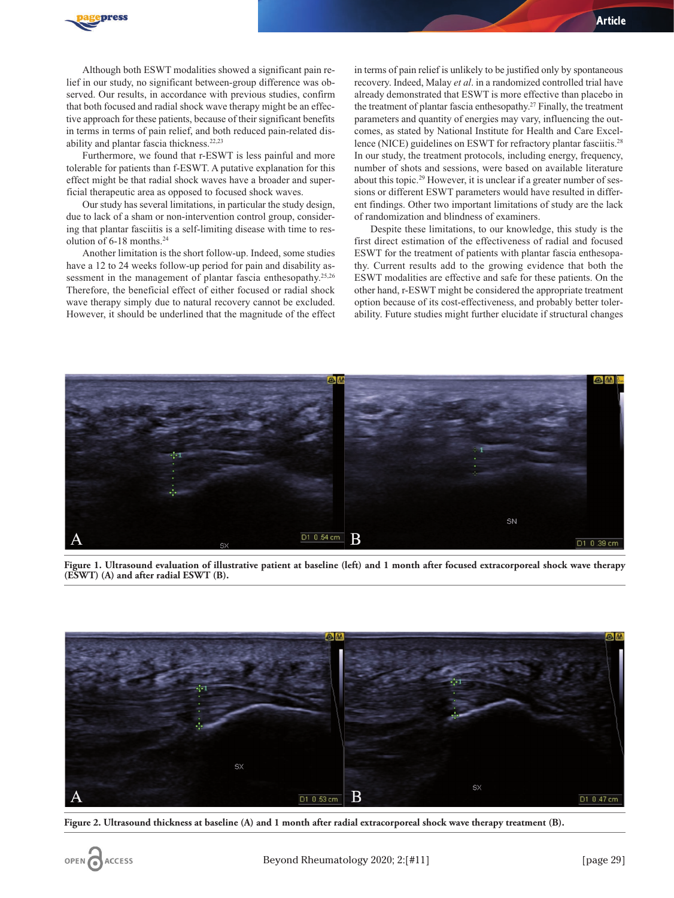Although both ESWT modalities showed a significant pain relief in our study, no significant between-group difference was observed. Our results, in accordance with previous studies, confirm that both focused and radial shock wave therapy might be an effective approach for these patients, because of their significant benefits in terms in terms of pain relief, and both reduced pain-related disability and plantar fascia thickness.[22,23]

Furthermore, we found that r-ESWT is less painful and more tolerable for patients than f-ESWT. A putative explanation for this effect might be that radial shock waves have a broader and superficial therapeutic area as opposed to focused shock waves.

Our study has several limitations, in particular the study design, due to lack of a sham or non-intervention control group, considering that plantar fasciitis is a self-limiting disease with time to resolution of 6-18 months.[24]

Another limitation is the short follow-up. Indeed, some studies have a 12 to 24 weeks follow-up period for pain and disability assessment in the management of plantar fascia enthesopathy.[25,26] Therefore, the beneficial effect of either focused or radial shock wave therapy simply due to natural recovery cannot be excluded. However, it should be underlined that the magnitude of the effect in terms of pain relief is unlikely to be justified only by spontaneous recovery. Indeed, Malay *et al*. in a randomized controlled trial have already demonstrated that ESWT is more effective than placebo in the treatment of plantar fascia enthesopathy.[27] Finally, the treatment parameters and quantity of energies may vary, influencing the outcomes, as stated by National Institute for Health and Care Excellence (NICE) guidelines on ESWT for refractory plantar fasciitis.[28] In our study, the treatment protocols, including energy, frequency, number of shots and sessions, were based on available literature about this topic.[29] However, it is unclear if a greater number of sessions or different ESWT parameters would have resulted in different findings. Other two important limitations of study are the lack of randomization and blindness of examiners.

Despite these limitations, to our knowledge, this study is the first direct estimation of the effectiveness of radial and focused ESWT for the treatment of patients with plantar fascia enthesopathy. Current results add to the growing evidence that both the ESWT modalities are effective and safe for these patients. On the other hand, r-ESWT might be considered the appropriate treatment option because of its cost-effectiveness, and probably better tolerability. Future studies might further elucidate if structural changes

**Figure 1. Ultrasound evaluation of illustrative patient at baseline (left) and 1 month after focused extracorporeal shock wave therapy (ESWT) (A) and after radial ESWT (B).**

**Figure 2. Ultrasound thickness at baseline (A) and 1 month after radial extracorporeal shock wave therapy treatment (B).**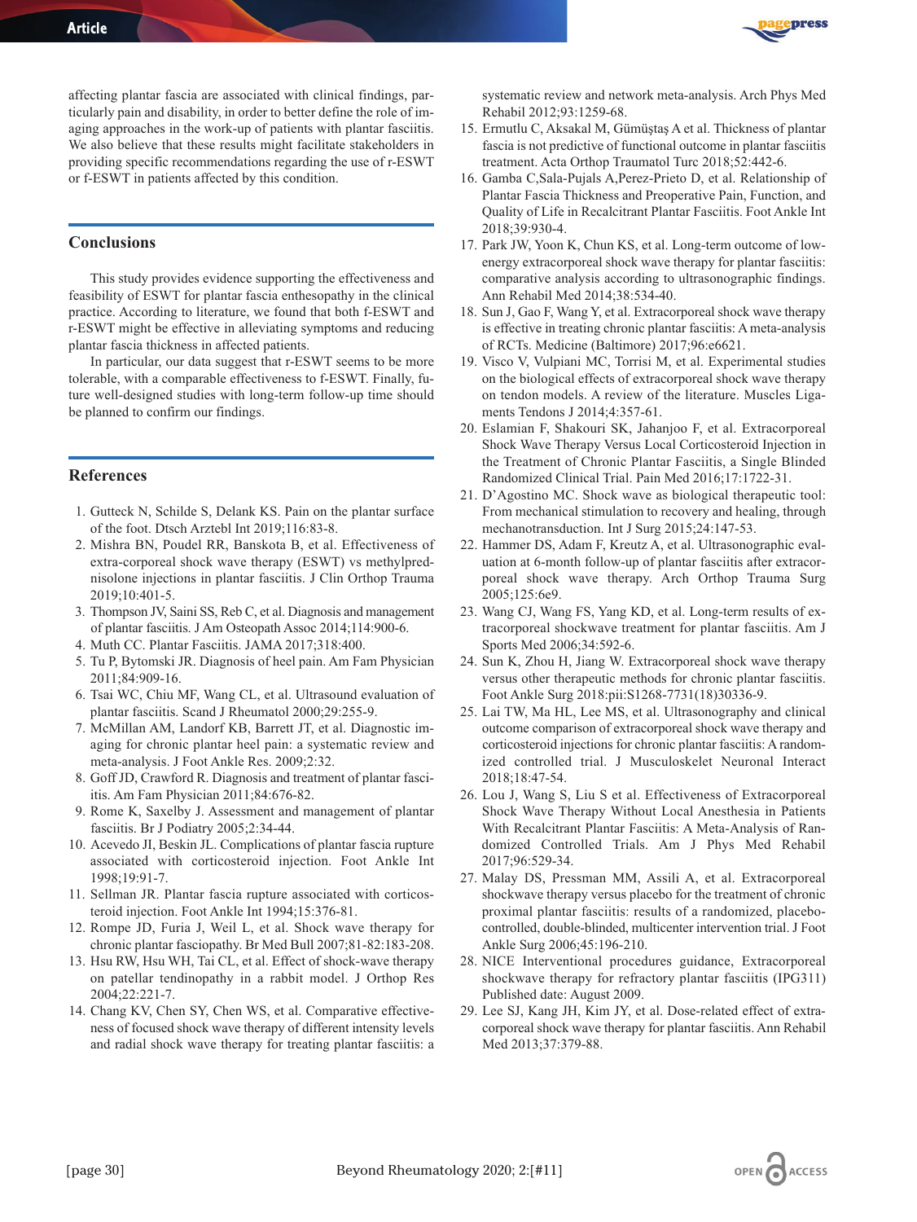affecting plantar fascia are associated with clinical findings, particularly pain and disability, in order to better define the role of imaging approaches in the work-up of patients with plantar fasciitis. We also believe that these results might facilitate stakeholders in providing specific recommendations regarding the use of r-ESWT or f-ESWT in patients affected by this condition.

## Conclusions

This study provides evidence supporting the effectiveness and feasibility of ESWT for plantar fascia enthesopathy in the clinical practice. According to literature, we found that both f-ESWT and r-ESWT might be effective in alleviating symptoms and reducing plantar fascia thickness in affected patients.

In particular, our data suggest that r-ESWT seems to be more tolerable, with a comparable effectiveness to f-ESWT. Finally, future well-designed studies with long-term follow-up time should be planned to confirm our findings.

## References

1. Gutteck N, Schilde S, Delank KS. Pain on the plantar surface of the foot. Dtsch Arztebl Int 2019;116:83-8.
2. Mishra BN, Poudel RR, Banskota B, et al. Effectiveness of extra-corporeal shock wave therapy (ESWT) vs methylprednisolone injections in plantar fasciitis. J Clin Orthop Trauma 2019;10:401-5.
3. Thompson JV, Saini SS, Reb C, et al. Diagnosis and management of plantar fasciitis. J Am Osteopath Assoc 2014;114:900-6.
4. Muth CC. Plantar Fasciitis. JAMA 2017;318:400.
5. Tu P, Bytomski JR. Diagnosis of heel pain. Am Fam Physician 2011;84:909-16.
6. Tsai WC, Chiu MF, Wang CL, et al. Ultrasound evaluation of plantar fasciitis. Scand J Rheumatol 2000;29:255-9.
7. McMillan AM, Landorf KB, Barrett JT, et al. Diagnostic imaging for chronic plantar heel pain: a systematic review and meta-analysis. J Foot Ankle Res. 2009;2:32.
8. Goff JD, Crawford R. Diagnosis and treatment of plantar fasciitis. Am Fam Physician 2011;84:676-82.
9. Rome K, Saxelby J. Assessment and management of plantar fasciitis. Br J Podiatry 2005;2:34-44.
10. Acevedo JI, Beskin JL. Complications of plantar fascia rupture associated with corticosteroid injection. Foot Ankle Int 1998;19:91-7.
11. Sellman JR. Plantar fascia rupture associated with corticosteroid injection. Foot Ankle Int 1994;15:376-81.
12. Rompe JD, Furia J, Weil L, et al. Shock wave therapy for chronic plantar fasciopathy. Br Med Bull 2007;81-82:183-208.
13. Hsu RW, Hsu WH, Tai CL, et al. Effect of shock-wave therapy on patellar tendinopathy in a rabbit model. J Orthop Res 2004;22:221-7.
14. Chang KV, Chen SY, Chen WS, et al. Comparative effectiveness of focused shock wave therapy of different intensity levels and radial shock wave therapy for treating plantar fasciitis: a systematic review and network meta-analysis. Arch Phys Med Rehabil 2012;93:1259-68.
15. Ermutlu C, Aksakal M, Gümüştaş A et al. Thickness of plantar fascia is not predictive of functional outcome in plantar fasciitis treatment. Acta Orthop Traumatol Turc 2018;52:442-6.
16. Gamba C,Sala-Pujals A,Perez-Prieto D, et al. Relationship of Plantar Fascia Thickness and Preoperative Pain, Function, and Quality of Life in Recalcitrant Plantar Fasciitis. Foot Ankle Int 2018;39:930-4.
17. Park JW, Yoon K, Chun KS, et al. Long-term outcome of low-energy extracorporeal shock wave therapy for plantar fasciitis: comparative analysis according to ultrasonographic findings. Ann Rehabil Med 2014;38:534-40.
18. Sun J, Gao F, Wang Y, et al. Extracorporeal shock wave therapy is effective in treating chronic plantar fasciitis: A meta-analysis of RCTs. Medicine (Baltimore) 2017;96:e6621.
19. Visco V, Vulpiani MC, Torrisi M, et al. Experimental studies on the biological effects of extracorporeal shock wave therapy on tendon models. A review of the literature. Muscles Ligaments Tendons J 2014;4:357-61.
20. Eslamian F, Shakouri SK, Jahanjoo F, et al. Extracorporeal Shock Wave Therapy Versus Local Corticosteroid Injection in the Treatment of Chronic Plantar Fasciitis, a Single Blinded Randomized Clinical Trial. Pain Med 2016;17:1722-31.
21. D'Agostino MC. Shock wave as biological therapeutic tool: From mechanical stimulation to recovery and healing, through mechanotransduction. Int J Surg 2015;24:147-53.
22. Hammer DS, Adam F, Kreutz A, et al. Ultrasonographic evaluation at 6-month follow-up of plantar fasciitis after extracorporeal shock wave therapy. Arch Orthop Trauma Surg 2005;125:6e9.
23. Wang CJ, Wang FS, Yang KD, et al. Long-term results of extracorporeal shockwave treatment for plantar fasciitis. Am J Sports Med 2006;34:592-6.
24. Sun K, Zhou H, Jiang W. Extracorporeal shock wave therapy versus other therapeutic methods for chronic plantar fasciitis. Foot Ankle Surg 2018:pii:S1268-7731(18)30336-9.
25. Lai TW, Ma HL, Lee MS, et al. Ultrasonography and clinical outcome comparison of extracorporeal shock wave therapy and corticosteroid injections for chronic plantar fasciitis: A randomized controlled trial. J Musculoskelet Neuronal Interact 2018;18:47-54.
26. Lou J, Wang S, Liu S et al. Effectiveness of Extracorporeal Shock Wave Therapy Without Local Anesthesia in Patients With Recalcitrant Plantar Fasciitis: A Meta-Analysis of Randomized Controlled Trials. Am J Phys Med Rehabil 2017;96:529-34.
27. Malay DS, Pressman MM, Assili A, et al. Extracorporeal shockwave therapy versus placebo for the treatment of chronic proximal plantar fasciitis: results of a randomized, placebo-controlled, double-blinded, multicenter intervention trial. J Foot Ankle Surg 2006;45:196-210.
28. NICE Interventional procedures guidance, Extracorporeal shockwave therapy for refractory plantar fasciitis (IPG311) Published date: August 2009.
29. Lee SJ, Kang JH, Kim JY, et al. Dose-related effect of extracorporeal shock wave therapy for plantar fasciitis. Ann Rehabil Med 2013;37:379-88.